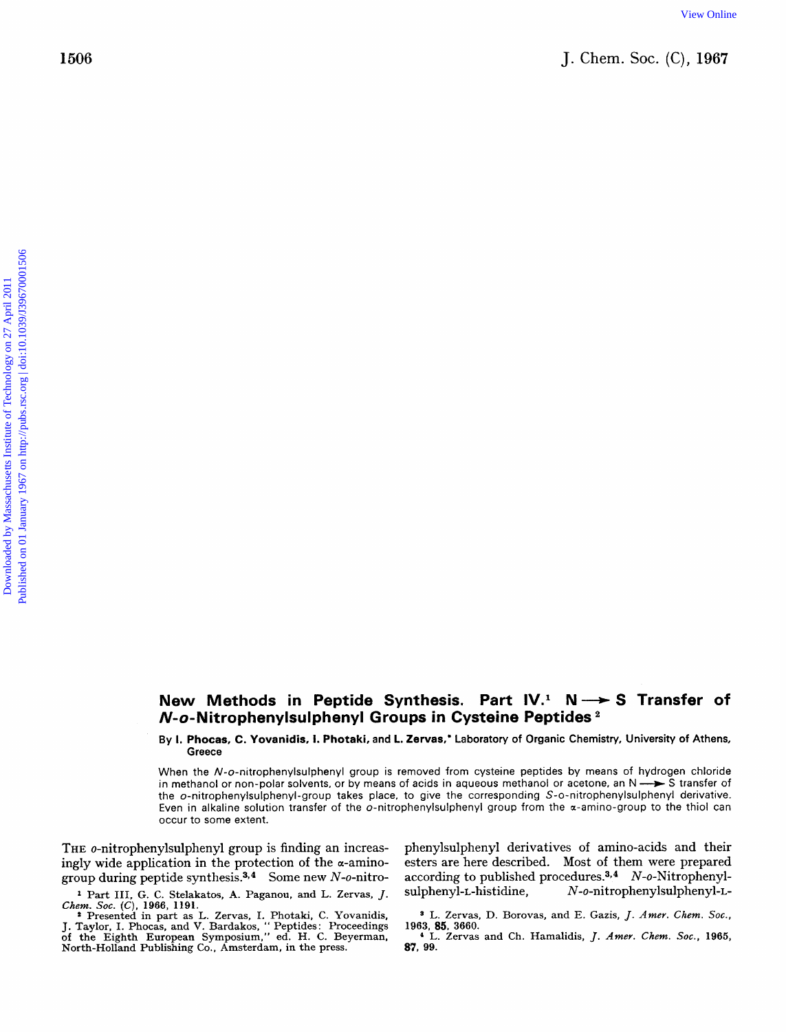# New Methods in Peptide Synthesis. Part IV.[1] N ⟶ S Transfer of *N-o*-Nitrophenylsulphenyl Groups in Cysteine Peptides[2]

By **I. Phocas, C. Yovanidis, I. Photaki, and L. Zervas,*** Laboratory of Organic Chemistry, University of Athens, Greece

When the *N-o*-nitrophenylsulphenyl group is removed from cysteine peptides by means of hydrogen chloride in methanol or non-polar solvents, or by means of acids in aqueous methanol or acetone, an N ⟶ S transfer of the *o*-nitrophenylsulphenyl-group takes place, to give the corresponding *S-o*-nitrophenylsulphenyl derivative. Even in alkaline solution transfer of the *o*-nitrophenylsulphenyl group from the α-amino-group to the thiol can occur to some extent.

The *o*-nitrophenylsulphenyl group is finding an increasingly wide application in the protection of the α-amino-group during peptide synthesis.[3,4] Some new *N-o*-nitrophenylsulphenyl derivatives of amino-acids and their esters are here described. Most of them were prepared according to published procedures.[3,4] *N-o*-Nitrophenylsulphenyl-L-histidine, *N-o*-nitrophenylsulphenyl-L-

[1] Part III, G. C. Stelakatos, A. Paganou, and L. Zervas, *J. Chem. Soc.* (*C*), 1966, 1191.

[2] Presented in part as L. Zervas, I. Photaki, C. Yovanidis, J. Taylor, I. Phocas, and V. Bardakos, " Peptides: Proceedings of the Eighth European Symposium," ed. H. C. Beyerman, North-Holland Publishing Co., Amsterdam, in the press.

[3] L. Zervas, D. Borovas, and E. Gazis, *J. Amer. Chem. Soc.*, 1963, **85**, 3660.

[4] L. Zervas and Ch. Hamalidis, *J. Amer. Chem. Soc.*, 1965, **87**, 99.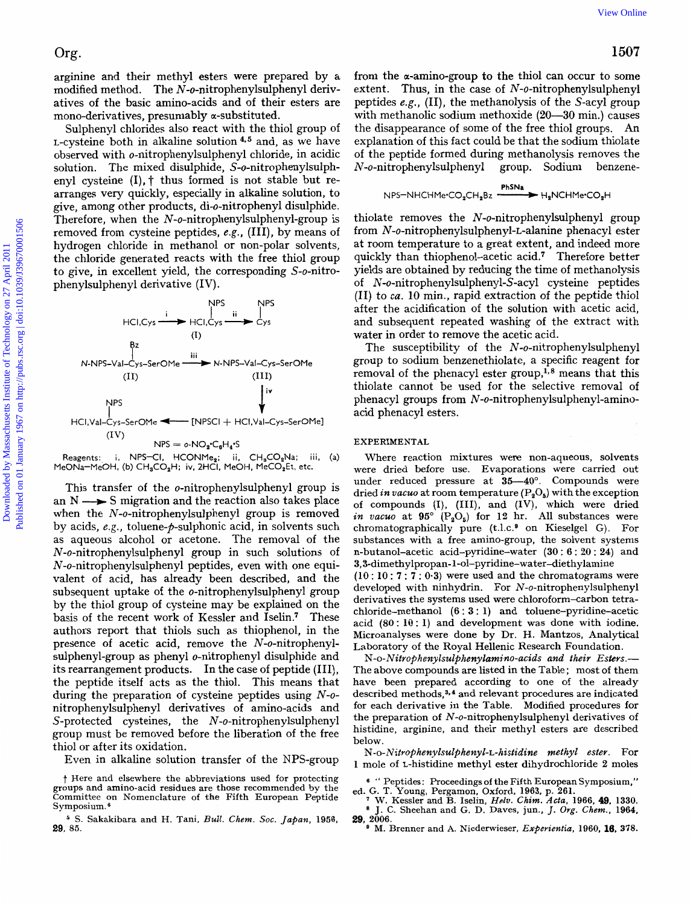arginine and their methyl esters were prepared by a modified method. The *N*-*o*-nitrophenylsulphenyl derivatives of the basic amino-acids and of their esters are mono-derivatives, presumably α-substituted.

Sulphenyl chlorides also react with the thiol group of L-cysteine both in alkaline solution [4,5] and, as we have observed with *o*-nitrophenylsulphenyl chloride, in acidic solution. The mixed disulphide, *S*-*o*-nitrophenylsulphenyl cysteine (I),† thus formed is not stable but rearranges very quickly, especially in alkaline solution, to give, among other products, di-*o*-nitrophenyl disulphide. Therefore, when the *N*-*o*-nitrophenylsulphenyl-group is removed from cysteine peptides, *e.g.*, (III), by means of hydrogen chloride in methanol or non-polar solvents, the chloride generated reacts with the free thiol group to give, in excellent yield, the corresponding *S*-*o*-nitrophenylsulphenyl derivative (IV).

HCl,Cys —i→ HCl,Cys(NPS) (I) —ii→ Cys(NPS)

N-NPS–Val–Cys(Bz)–SerOMe (II) —iii→ N-NPS–Val–Cys–SerOMe (III)

(III) —iv→ [NPSCl + HCl,Val–Cys–SerOMe] → HCl,Val–Cys(NPS)–SerOMe (IV)

NPS = $o$-$NO_2 \cdot C_6H_4 \cdot S$

Reagents: i, NPS–Cl, $HCONMe_2$; ii, $CH_3CO_2Na$; iii, (a) MeONa–MeOH, (b) $CH_3CO_2H$; iv, 2HCl, MeOH, $MeCO_2Et$, etc.

This transfer of the *o*-nitrophenylsulphenyl group is an N ⟶ S migration and the reaction also takes place when the *N*-*o*-nitrophenylsulphenyl group is removed by acids, *e.g.*, toluene-*p*-sulphonic acid, in solvents such as aqueous alcohol or acetone. The removal of the *N*-*o*-nitrophenylsulphenyl group in such solutions of *N*-*o*-nitrophenylsulphenyl peptides, even with one equivalent of acid, has already been described, and the subsequent uptake of the *o*-nitrophenylsulphenyl group by the thiol group of cysteine may be explained on the basis of the recent work of Kessler and Iselin.[7] These authors report that thiols such as thiophenol, in the presence of acetic acid, remove the *N*-*o*-nitrophenylsulphenyl-group as phenyl *o*-nitrophenyl disulphide and its rearrangement products. In the case of peptide (III), the peptide itself acts as the thiol. This means that during the preparation of cysteine peptides using *N*-*o*-nitrophenylsulphenyl derivatives of amino-acids and *S*-protected cysteines, the *N*-*o*-nitrophenylsulphenyl group must be removed before the liberation of the free thiol or after its oxidation.

Even in alkaline solution transfer of the NPS-group from the α-amino-group to the thiol can occur to some extent. Thus, in the case of *N*-*o*-nitrophenylsulphenyl peptides *e.g.*, (II), the methanolysis of the *S*-acyl group with methanolic sodium methoxide (20—30 min.) causes the disappearance of some of the free thiol groups. An explanation of this fact could be that the sodium thiolate of the peptide formed during methanolysis removes the *N*-*o*-nitrophenylsulphenyl group. Sodium benzene-

$$\text{NPS–NHCHMe}\cdot\text{CO}_2\text{CH}_2\text{Bz} \xrightarrow{\text{PhSNa}} \text{H}_2\text{NCHMe}\cdot\text{CO}_2\text{H}$$

thiolate removes the *N*-*o*-nitrophenylsulphenyl group from *N*-*o*-nitrophenylsulphenyl-L-alanine phenacyl ester at room temperature to a great extent, and indeed more quickly than thiophenol–acetic acid.[7] Therefore better yields are obtained by reducing the time of methanolysis of *N*-*o*-nitrophenylsulphenyl-*S*-acyl cysteine peptides (II) to *ca.* 10 min., rapid extraction of the peptide thiol after the acidification of the solution with acetic acid, and subsequent repeated washing of the extract with water in order to remove the acetic acid.

The susceptibility of the *N*-*o*-nitrophenylsulphenyl group to sodium benzenethiolate, a specific reagent for removal of the phenacyl ester group,[1,8] means that this thiolate cannot be used for the selective removal of phenacyl groups from *N*-*o*-nitrophenylsulphenyl-amino-acid phenacyl esters.

## EXPERIMENTAL

Where reaction mixtures were non-aqueous, solvents were dried before use. Evaporations were carried out under reduced pressure at 35—40°. Compounds were dried *in vacuo* at room temperature ($P_2O_5$) with the exception of compounds (I), (III), and (IV), which were dried *in vacuo* at 95° ($P_2O_5$) for 12 hr. All substances were chromatographically pure (t.l.c.[9] on Kieselgel G). For substances with a free amino-group, the solvent systems n-butanol–acetic acid–pyridine–water (30 : 6 : 20 : 24) and 3,3-dimethylpropan-1-ol–pyridine–water–diethylamine (10 : 10 : 7 : 7 : 0·3) were used and the chromatograms were developed with ninhydrin. For *N*-*o*-nitrophenylsulphenyl derivatives the systems used were chloroform–carbon tetrachloride–methanol (6 : 3 : 1) and toluene–pyridine–acetic acid (80 : 10 : 1) and development was done with iodine. Microanalyses were done by Dr. H. Mantzos, Analytical Laboratory of the Royal Hellenic Research Foundation.

N-o-*Nitrophenylsulphenylamino-acids and their Esters*.—The above compounds are listed in the Table; most of them have been prepared according to one of the already described methods,[3,4] and relevant procedures are indicated for each derivative in the Table. Modified procedures for the preparation of *N*-*o*-nitrophenylsulphenyl derivatives of histidine, arginine, and their methyl esters are described below.

N-o-*Nitrophenylsulphenyl*-L-*histidine methyl ester*. For 1 mole of L-histidine methyl ester dihydrochloride 2 moles

† Here and elsewhere the abbreviations used for protecting groups and amino-acid residues are those recommended by the Committee on Nomenclature of the Fifth European Peptide Symposium.[6]

[5] S. Sakakibara and H. Tani, *Bull. Chem. Soc. Japan*, 1956, **29**, 85.

[6] "Peptides: Proceedings of the Fifth European Symposium," ed. G. T. Young, Pergamon, Oxford, 1963, p. 261.

[7] W. Kessler and B. Iselin, *Helv. Chim. Acta*, 1966, **49**, 1330.

[8] J. C. Sheehan and G. D. Daves, jun., *J. Org. Chem.*, 1964, **29**, 2006.

[9] M. Brenner and A. Niederwieser, *Experientia*, 1960, **16**, 378.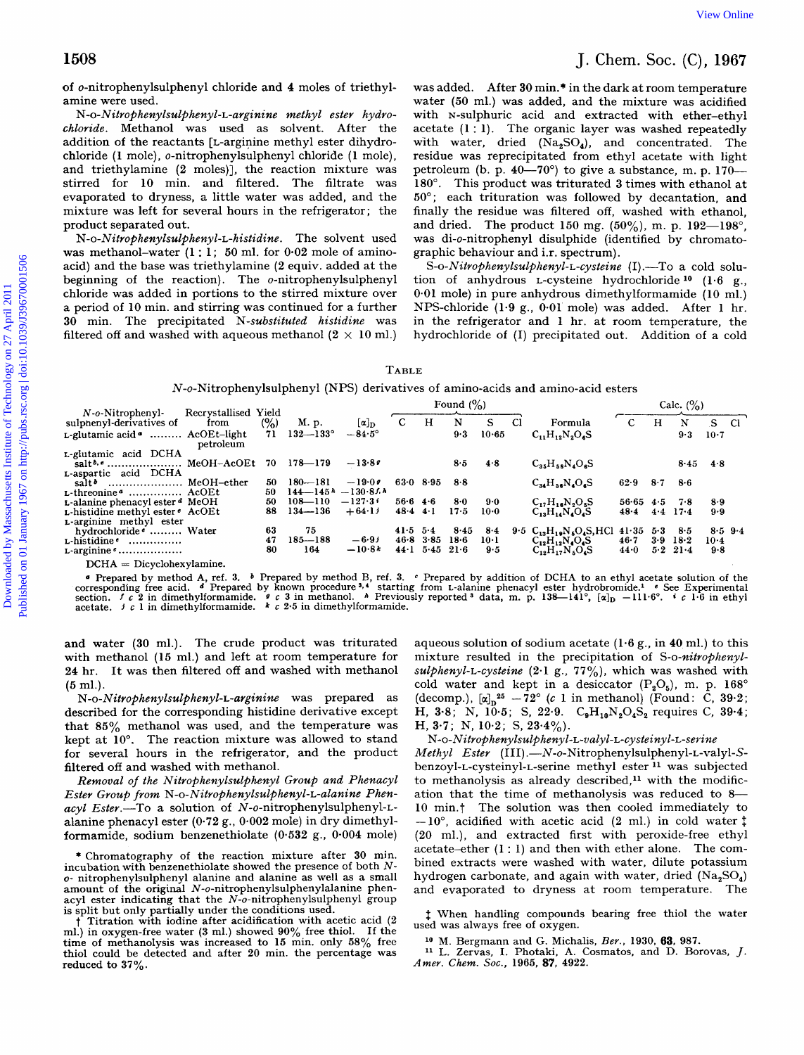of o-nitrophenylsulphenyl chloride and 4 moles of triethylamine were used.

N-o-*Nitrophenylsulphenyl*-L-*arginine methyl ester hydrochloride*. Methanol was used as solvent. After the addition of the reactants [L-arginine methyl ester dihydrochloride (1 mole), o-nitrophenylsulphenyl chloride (1 mole), and triethylamine (2 moles)], the reaction mixture was stirred for 10 min. and filtered. The filtrate was evaporated to dryness, a little water was added, and the mixture was left for several hours in the refrigerator; the product separated out.

N-o-*Nitrophenylsulphenyl*-L-*histidine*. The solvent used was methanol–water (1 : 1; 50 ml. for 0·02 mole of amino-acid) and the base was triethylamine (2 equiv. added at the beginning of the reaction). The o-nitrophenylsulphenyl chloride was added in portions to the stirred mixture over a period of 10 min. and stirring was continued for a further 30 min. The precipitated N-*substituted histidine* was filtered off and washed with aqueous methanol (2 × 10 ml.) and water (30 ml.). The crude product was triturated with methanol (15 ml.) and left at room temperature for 24 hr. It was then filtered off and washed with methanol (5 ml.).

N-o-*Nitrophenylsulphenyl*-L-*arginine* was prepared as described for the corresponding histidine derivative except that 85% methanol was used, and the temperature was kept at 10°. The reaction mixture was allowed to stand for several hours in the refrigerator, and the product filtered off and washed with methanol.

*Removal of the Nitrophenylsulphenyl Group and Phenacyl Ester Group from* N-o-*Nitrophenylsulphenyl*-L-*alanine Phenacyl Ester*.—To a solution of N-o-nitrophenylsulphenyl-L-alanine phenacyl ester (0·72 g., 0·002 mole) in dry dimethylformamide, sodium benzenethiolate (0·532 g., 0·004 mole) was added. After 30 min.* in the dark at room temperature water (50 ml.) was added, and the mixture was acidified with N-sulphuric acid and extracted with ether–ethyl acetate (1 : 1). The organic layer was washed repeatedly with water, dried ($Na_2SO_4$), and concentrated. The residue was reprecipitated from ethyl acetate with light petroleum (b. p. 40—70°) to give a substance, m. p. 170—180°. This product was triturated 3 times with ethanol at 50°; each trituration was followed by decantation, and finally the residue was filtered off, washed with ethanol, and dried. The product 150 mg. (50%), m. p. 192—198°, was di-o-nitrophenyl disulphide (identified by chromatographic behaviour and i.r. spectrum).

S-o-*Nitrophenylsulphenyl*-L-*cysteine* (I).—To a cold solution of anhydrous L-cysteine hydrochloride[10] (1·6 g., 0·01 mole) in pure anhydrous dimethylformamide (10 ml.) NPS-chloride (1·9 g., 0·01 mole) was added. After 1 hr. in the refrigerator and 1 hr. at room temperature, the hydrochloride of (I) precipitated out. Addition of a cold aqueous solution of sodium acetate (1·6 g., in 40 ml.) to this mixture resulted in the precipitation of S-o-*nitrophenylsulphenyl*-L-*cysteine* (2·1 g., 77%), which was washed with cold water and kept in a desiccator ($P_2O_5$), m. p. 168° (decomp.), $[\alpha]_D^{25}$ −72° (*c* 1 in methanol) (Found: C, 39·2; H, 3·8; N, 10·5; S, 22·9. $C_9H_{10}N_2O_4S_2$ requires C, 39·4; H, 3·7; N, 10·2; S, 23·4%).

N-o-*Nitrophenylsulphenyl*-L-*valyl*-L-*cysteinyl*-L-*serine Methyl Ester* (III).—N-o-Nitrophenylsulphenyl-L-valyl-S-benzoyl-L-cysteinyl-L-serine methyl ester[11] was subjected to methanolysis as already described,[11] with the modification that the time of methanolysis was reduced to 8—10 min.† The solution was then cooled immediately to −10°, acidified with acetic acid (2 ml.) in cold water ‡ (20 ml.), and extracted first with peroxide-free ethyl acetate–ether (1 : 1) and then with ether alone. The combined extracts were washed with water, dilute potassium hydrogen carbonate, and again with water, dried ($Na_2SO_4$) and evaporated to dryness at room temperature. The

TABLE

N-o-Nitrophenylsulphenyl (NPS) derivatives of amino-acids and amino-acid esters

| N-o-Nitrophenyl-sulphenyl-derivatives of | Recrystallised from | Yield (%) | M. p. | $[\alpha]_D$ | Found (%) C | H | N | S | Cl | Formula | Calc. (%) C | H | N | S | Cl |
|---|---|---|---|---|---|---|---|---|---|---|---|---|---|---|---|
| L-glutamic acid[a] | AcOEt–light petroleum | 71 | 132—133° | −84·5° | | | 9·3 | 10·65 | | $C_{11}H_{12}N_2O_6S$ | | | 9·3 | 10·7 | |
| L-glutamic acid DCHA salt[b, c] | MeOH–AcOEt | 70 | 178—179 | −13·8[g] | | | 8·5 | 4·8 | | $C_{35}H_{58}N_4O_6S$ | | | 8·45 | 4·8 | |
| L-aspartic acid DCHA salt[b] | MeOH–ether | 50 | 180—181 | −19·0[g] | 63·0 | 8·95 | 8·8 | | | $C_{34}H_{56}N_4O_6S$ | 62·9 | 8·7 | 8·6 | | |
| L-threonine[a] | AcOEt | 50 | 144—145[h] | −130·8[f, h] | | | | | | | | | | | |
| L-alanine phenacyl ester[d] | MeOH | 50 | 108—110 | −127·3[i] | 56·6 | 4·6 | 8·0 | 9·0 | | $C_{17}H_{16}N_2O_5S$ | 56·65 | 4·5 | 7·8 | 8·9 | |
| L-histidine methyl ester[e] | AcOEt | 88 | 134—136 | +64·1[j] | 48·4 | 4·1 | 17·5 | 10·0 | | $C_{13}H_{14}N_4O_4S$ | 48·4 | 4·4 | 17·4 | 9·9 | |
| L-arginine methyl ester hydrochloride[e] | Water | 63 | 75 | | 41·5 | 5·4 | 8·45 | 8·4 | 9·5 | $C_{13}H_{19}N_5O_4S$,HCl | 41·35 | 5·3 | 8·5 | 8·5 | 9·4 |
| L-histidine[e] | | 47 | 185—188 | −6·9[j] | 46·8 | 3·85 | 18·6 | 10·1 | | $C_{12}H_{12}N_4O_4S$ | 46·7 | 3·9 | 18·2 | 10·4 | |
| L-arginine[e] | | 80 | 164 | −10·8[k] | 44·1 | 5·45 | 21·6 | 9·5 | | $C_{12}H_{17}N_5O_4S$ | 44·0 | 5·2 | 21·4 | 9·8 | |

DCHA = Dicyclohexylamine.

[a] Prepared by method A, ref. 3. [b] Prepared by method B, ref. 3. [c] Prepared by addition of DCHA to an ethyl acetate solution of the corresponding free acid. [d] Prepared by known procedure[3,4] starting from L-alanine phenacyl ester hydrobromide.[1] [e] See Experimental section. [f] *c* 2 in dimethylformamide. [g] *c* 3 in methanol. [h] Previously reported[3] data, m. p. 138—141°, $[\alpha]_D$ −111·6°. [i] *c* 1·6 in ethyl acetate. [j] *c* 1 in dimethylformamide. [k] *c* 2·5 in dimethylformamide.

\* Chromatography of the reaction mixture after 30 min. incubation with benzenethiolate showed the presence of both N-o-nitrophenylsulphenyl alanine and alanine as well as a small amount of the original N-o-nitrophenylsulphenylalanine phenacyl ester indicating that the N-o-nitrophenylsulphenyl group is split but only partially under the conditions used.

† Titration with iodine after acidification with acetic acid (2 ml.) in oxygen-free water (3 ml.) showed 90% free thiol. If the time of methanolysis was increased to 15 min. only 58% free thiol could be detected and after 20 min. the percentage was reduced to 37%.

‡ When handling compounds bearing free thiol the water used was always free of oxygen.

[10] M. Bergmann and G. Michalis, *Ber.*, 1930, **63**, 987.

[11] L. Zervas, I. Photaki, A. Cosmatos, and D. Borovas, *J. Amer. Chem. Soc.*, 1965, **87**, 4922.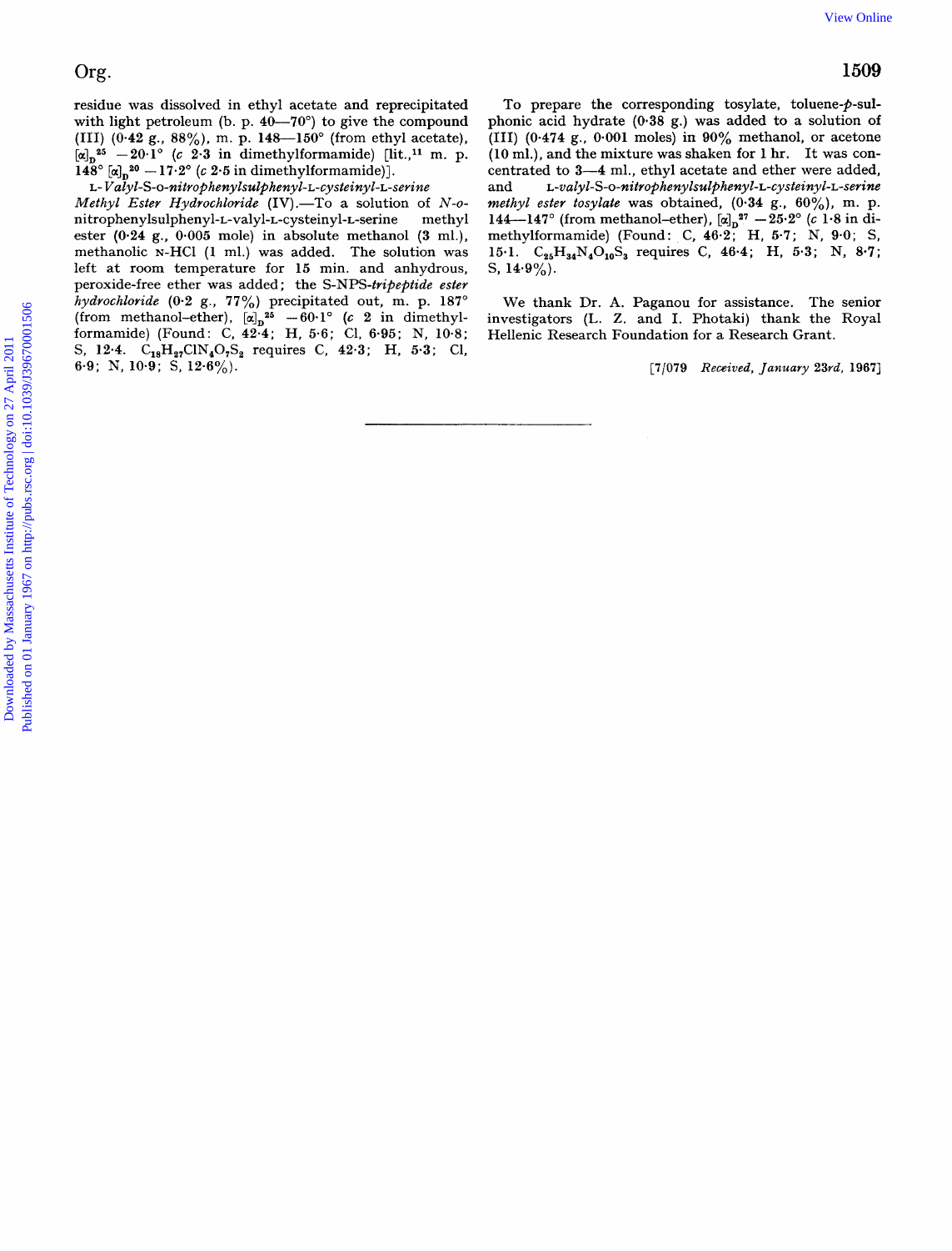residue was dissolved in ethyl acetate and reprecipitated with light petroleum (b. p. 40—70°) to give the compound (III) (0·42 g., 88%), m. p. 148—150° (from ethyl acetate), $[\alpha]_D^{25}$ −20·1° (*c* 2·3 in dimethylformamide) [lit.,[11] m. p. 148° $[\alpha]_D^{20}$ −17·2° (*c* 2·5 in dimethylformamide)].

L-*Valyl*-S-o-*nitrophenylsulphenyl*-L-*cysteinyl*-L-*serine Methyl Ester Hydrochloride* (IV).—To a solution of *N*-*o*-nitrophenylsulphenyl-L-valyl-L-cysteinyl-L-serine methyl ester (0·24 g., 0·005 mole) in absolute methanol (3 ml.), methanolic N-HCl (1 ml.) was added. The solution was left at room temperature for 15 min. and anhydrous, peroxide-free ether was added; the S-NPS-*tripeptide ester hydrochloride* (0·2 g., 77%) precipitated out, m. p. 187° (from methanol–ether), $[\alpha]_D^{25}$ −60·1° (*c* 2 in dimethylformamide) (Found: C, 42·4; H, 5·6; Cl, 6·95; N, 10·8; S, 12·4. $C_{18}H_{27}ClN_4O_7S_2$ requires C, 42·3; H, 5·3; Cl, 6·9; N, 10·9; S, 12·6%).

To prepare the corresponding tosylate, toluene-*p*-sulphonic acid hydrate (0·38 g.) was added to a solution of (III) (0·474 g., 0·001 moles) in 90% methanol, or acetone (10 ml.), and the mixture was shaken for 1 hr. It was concentrated to 3—4 ml., ethyl acetate and ether were added, and L-*valyl*-S-o-*nitrophenylsulphenyl*-L-*cysteinyl*-L-*serine methyl ester tosylate* was obtained, (0·34 g., 60%), m. p. 144—147° (from methanol–ether), $[\alpha]_D^{27}$ −25·2° (*c* 1·8 in dimethylformamide) (Found: C, 46·2; H, 5·7; N, 9·0; S, 15·1. $C_{25}H_{34}N_4O_{10}S_3$ requires C, 46·4; H, 5·3; N, 8·7; S, 14·9%).

We thank Dr. A. Paganou for assistance. The senior investigators (L. Z. and I. Photaki) thank the Royal Hellenic Research Foundation for a Research Grant.

[7/079 *Received, January 23rd*, 1967]